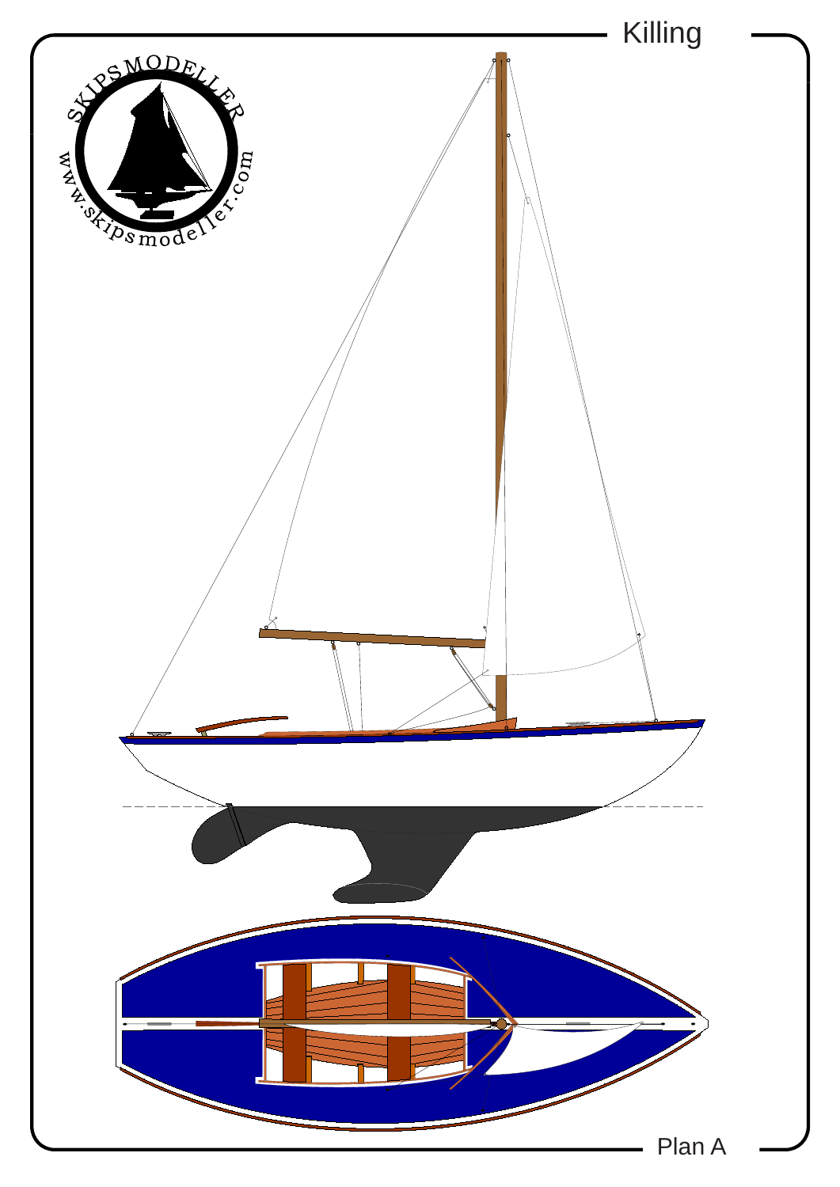# Killing

Plan A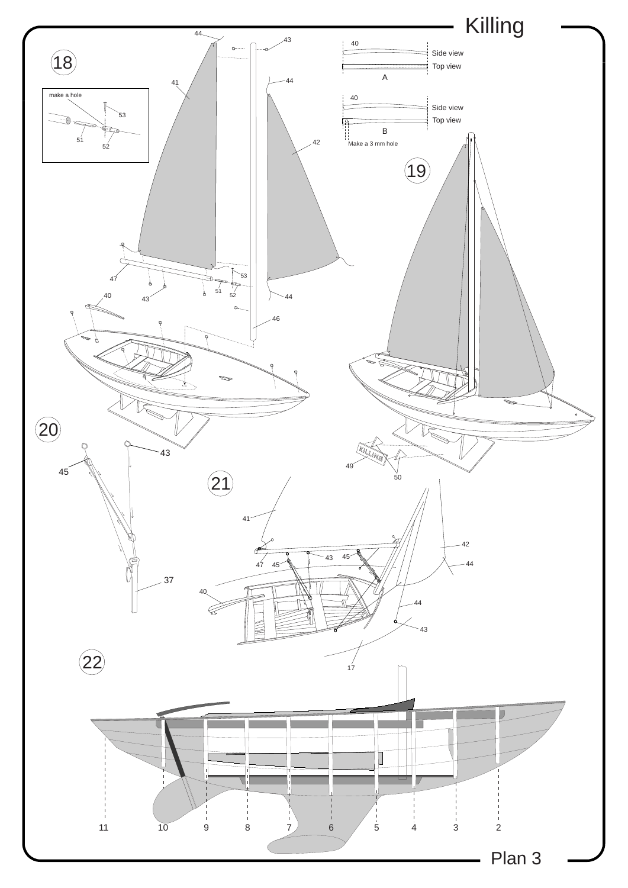# Killing

18

make a hole

53

51

52

44

43

41

44

42

53

47

51

52

43

40

44

46

40

Side view

Top view

A

40

Side view

Top view

B

Make a 3 mm hole

19

20

43

45

37

49

50

21

41

42

43

45

47

45

44

40

44

43

17

22

11 10 9 8 7 6 5 4 3 2

Plan 3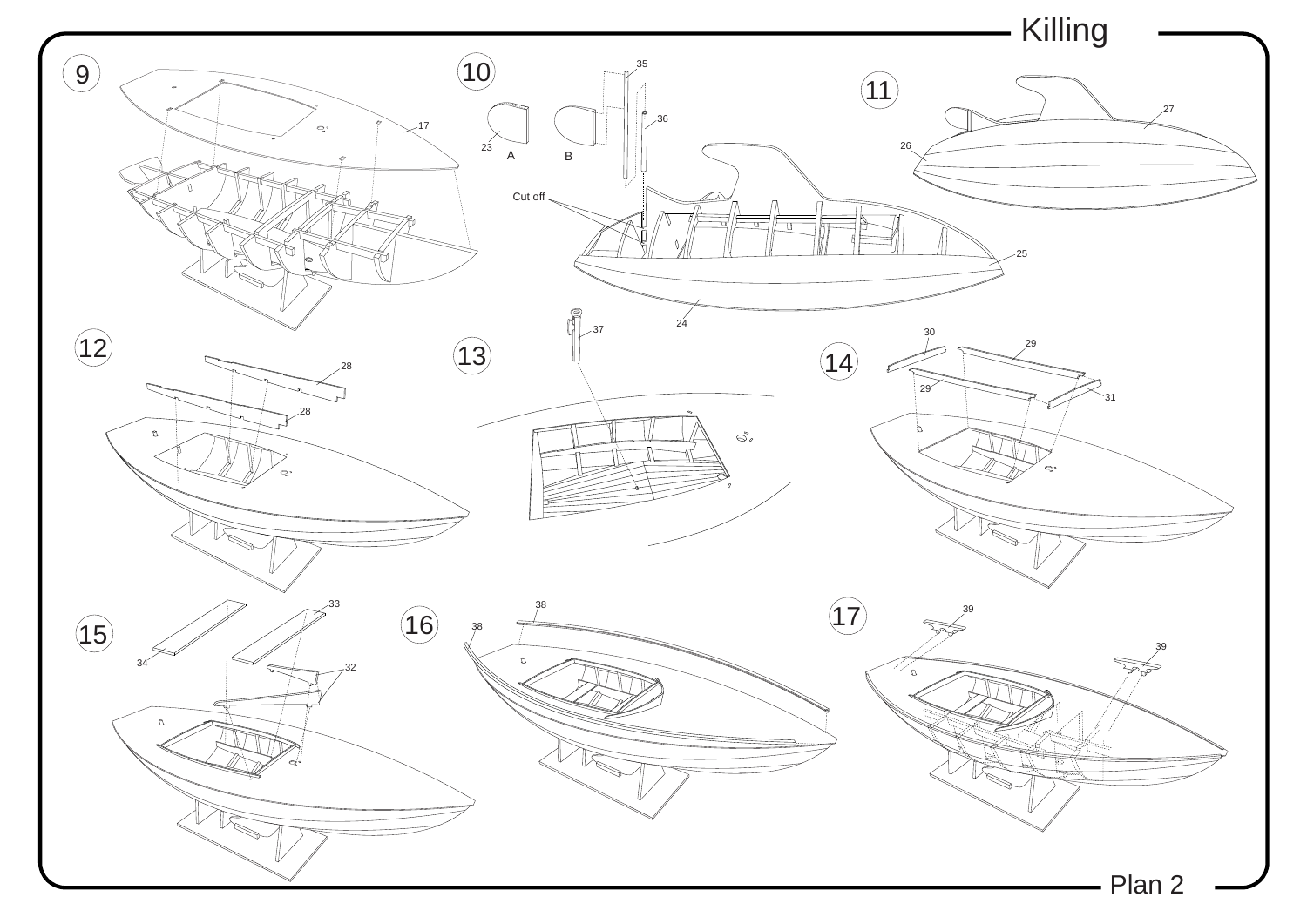# Killing

## Plan 2

9 — 17

10 — 35, 36, 23, A, B, Cut off, 25, 24

11 — 27, 26

12 — 28, 28

13 — 37

14 — 30, 29, 29, 31

15 — 33, 34, 32

16 — 38, 38

17 — 39, 39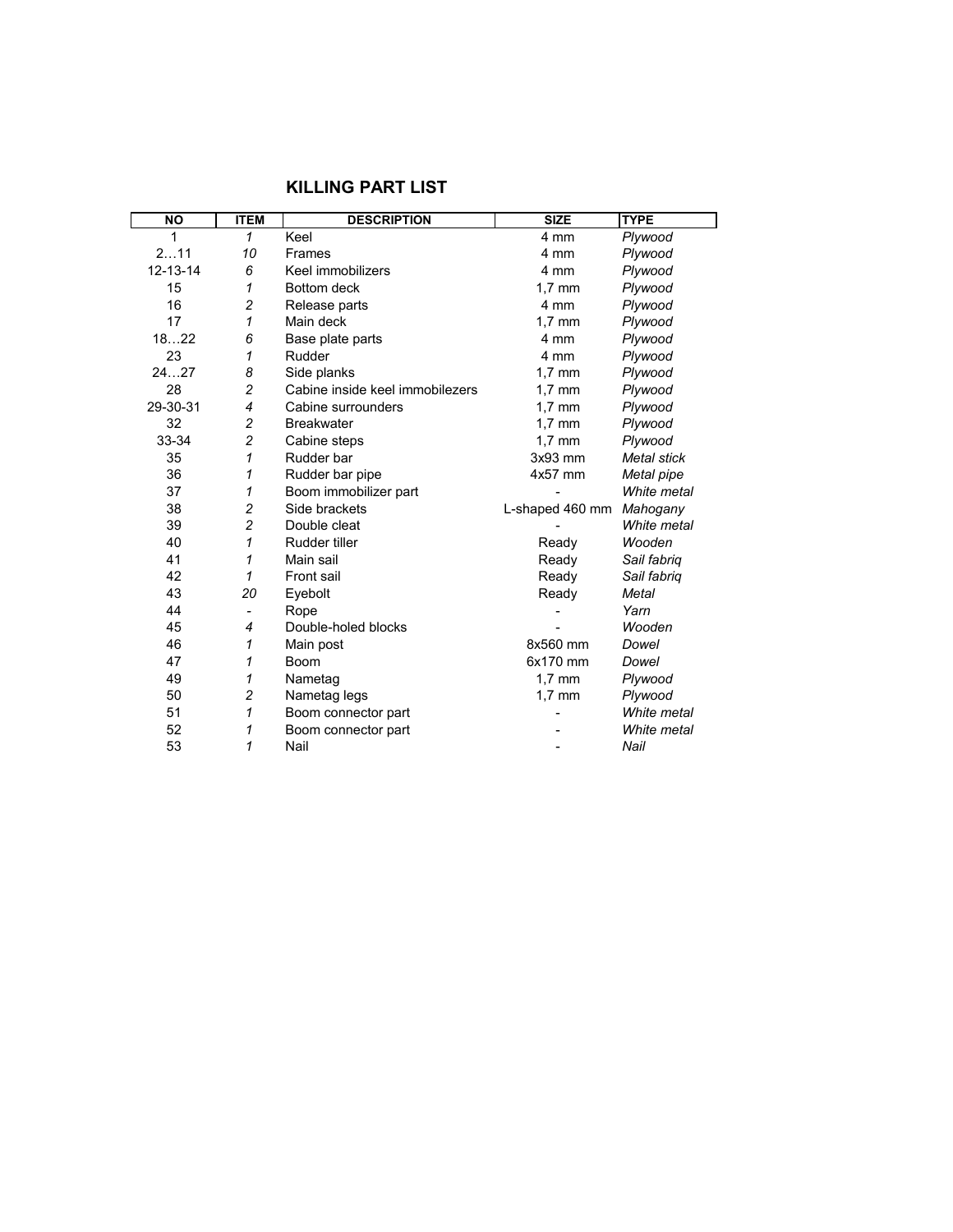## KILLING PART LIST

| NO | ITEM | DESCRIPTION | SIZE | TYPE |
|---|---|---|---|---|
| 1 | *1* | Keel | 4 mm | *Plywood* |
| 2…11 | *10* | Frames | 4 mm | *Plywood* |
| 12-13-14 | *6* | Keel immobilizers | 4 mm | *Plywood* |
| 15 | *1* | Bottom deck | 1,7 mm | *Plywood* |
| 16 | *2* | Release parts | 4 mm | *Plywood* |
| 17 | *1* | Main deck | 1,7 mm | *Plywood* |
| 18…22 | *6* | Base plate parts | 4 mm | *Plywood* |
| 23 | *1* | Rudder | 4 mm | *Plywood* |
| 24…27 | *8* | Side planks | 1,7 mm | *Plywood* |
| 28 | *2* | Cabine inside keel immobilezers | 1,7 mm | *Plywood* |
| 29-30-31 | *4* | Cabine surrounders | 1,7 mm | *Plywood* |
| 32 | *2* | Breakwater | 1,7 mm | *Plywood* |
| 33-34 | *2* | Cabine steps | 1,7 mm | *Plywood* |
| 35 | *1* | Rudder bar | 3x93 mm | *Metal stick* |
| 36 | *1* | Rudder bar pipe | 4x57 mm | *Metal pipe* |
| 37 | *1* | Boom immobilizer part | - | *White metal* |
| 38 | *2* | Side brackets | L-shaped 460 mm | *Mahogany* |
| 39 | *2* | Double cleat | - | *White metal* |
| 40 | *1* | Rudder tiller | Ready | *Wooden* |
| 41 | *1* | Main sail | Ready | *Sail fabriq* |
| 42 | *1* | Front sail | Ready | *Sail fabriq* |
| 43 | *20* | Eyebolt | Ready | *Metal* |
| 44 | - | Rope | - | *Yarn* |
| 45 | *4* | Double-holed blocks | - | *Wooden* |
| 46 | *1* | Main post | 8x560 mm | *Dowel* |
| 47 | *1* | Boom | 6x170 mm | *Dowel* |
| 49 | *1* | Nametag | 1,7 mm | *Plywood* |
| 50 | *2* | Nametag legs | 1,7 mm | *Plywood* |
| 51 | *1* | Boom connector part | - | *White metal* |
| 52 | *1* | Boom connector part | - | *White metal* |
| 53 | *1* | Nail | - | *Nail* |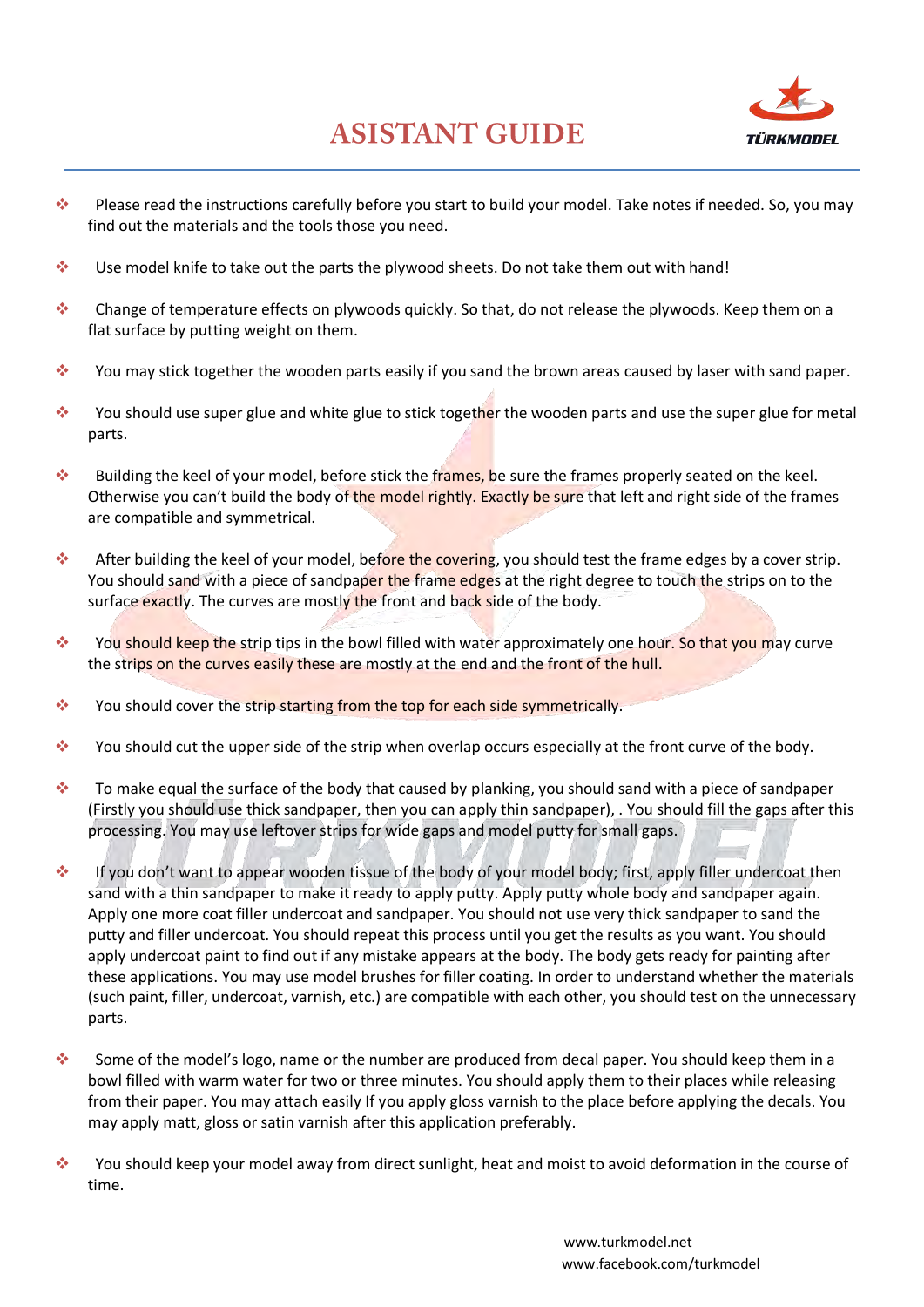# ASISTANT GUIDE

- Please read the instructions carefully before you start to build your model. Take notes if needed. So, you may find out the materials and the tools those you need.
- Use model knife to take out the parts the plywood sheets. Do not take them out with hand!
- Change of temperature effects on plywoods quickly. So that, do not release the plywoods. Keep them on a flat surface by putting weight on them.
- You may stick together the wooden parts easily if you sand the brown areas caused by laser with sand paper.
- You should use super glue and white glue to stick together the wooden parts and use the super glue for metal parts.
- Building the keel of your model, before stick the frames, be sure the frames properly seated on the keel. Otherwise you can't build the body of the model rightly. Exactly be sure that left and right side of the frames are compatible and symmetrical.
- After building the keel of your model, before the covering, you should test the frame edges by a cover strip. You should sand with a piece of sandpaper the frame edges at the right degree to touch the strips on to the surface exactly. The curves are mostly the front and back side of the body.
- You should keep the strip tips in the bowl filled with water approximately one hour. So that you may curve the strips on the curves easily these are mostly at the end and the front of the hull.
- You should cover the strip starting from the top for each side symmetrically.
- You should cut the upper side of the strip when overlap occurs especially at the front curve of the body.
- To make equal the surface of the body that caused by planking, you should sand with a piece of sandpaper (Firstly you should use thick sandpaper, then you can apply thin sandpaper), . You should fill the gaps after this processing. You may use leftover strips for wide gaps and model putty for small gaps.
- If you don't want to appear wooden tissue of the body of your model body; first, apply filler undercoat then sand with a thin sandpaper to make it ready to apply putty. Apply putty whole body and sandpaper again. Apply one more coat filler undercoat and sandpaper. You should not use very thick sandpaper to sand the putty and filler undercoat. You should repeat this process until you get the results as you want. You should apply undercoat paint to find out if any mistake appears at the body. The body gets ready for painting after these applications. You may use model brushes for filler coating. In order to understand whether the materials (such paint, filler, undercoat, varnish, etc.) are compatible with each other, you should test on the unnecessary parts.
- Some of the model's logo, name or the number are produced from decal paper. You should keep them in a bowl filled with warm water for two or three minutes. You should apply them to their places while releasing from their paper. You may attach easily If you apply gloss varnish to the place before applying the decals. You may apply matt, gloss or satin varnish after this application preferably.
- You should keep your model away from direct sunlight, heat and moist to avoid deformation in the course of time.

www.turkmodel.net
www.facebook.com/turkmodel